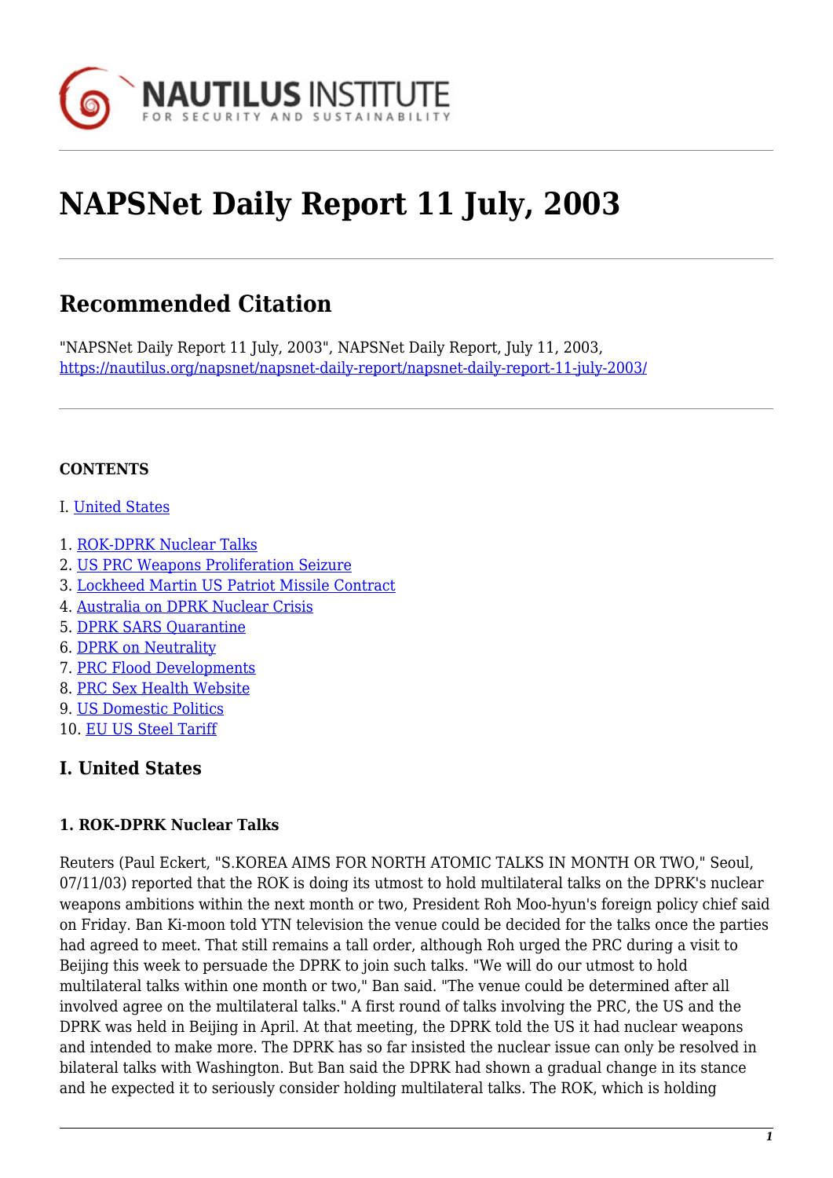# NAPSNet Daily Report 11 July, 2003

## Recommended Citation

"NAPSNet Daily Report 11 July, 2003", NAPSNet Daily Report, July 11, 2003, https://nautilus.org/napsnet/napsnet-daily-report/napsnet-daily-report-11-july-2003/

**CONTENTS**

I. United States

1. ROK-DPRK Nuclear Talks
2. US PRC Weapons Proliferation Seizure
3. Lockheed Martin US Patriot Missile Contract
4. Australia on DPRK Nuclear Crisis
5. DPRK SARS Quarantine
6. DPRK on Neutrality
7. PRC Flood Developments
8. PRC Sex Health Website
9. US Domestic Politics
10. EU US Steel Tariff

### I. United States

#### 1. ROK-DPRK Nuclear Talks

Reuters (Paul Eckert, "S.KOREA AIMS FOR NORTH ATOMIC TALKS IN MONTH OR TWO," Seoul, 07/11/03) reported that the ROK is doing its utmost to hold multilateral talks on the DPRK's nuclear weapons ambitions within the next month or two, President Roh Moo-hyun's foreign policy chief said on Friday. Ban Ki-moon told YTN television the venue could be decided for the talks once the parties had agreed to meet. That still remains a tall order, although Roh urged the PRC during a visit to Beijing this week to persuade the DPRK to join such talks. "We will do our utmost to hold multilateral talks within one month or two," Ban said. "The venue could be determined after all involved agree on the multilateral talks." A first round of talks involving the PRC, the US and the DPRK was held in Beijing in April. At that meeting, the DPRK told the US it had nuclear weapons and intended to make more. The DPRK has so far insisted the nuclear issue can only be resolved in bilateral talks with Washington. But Ban said the DPRK had shown a gradual change in its stance and he expected it to seriously consider holding multilateral talks. The ROK, which is holding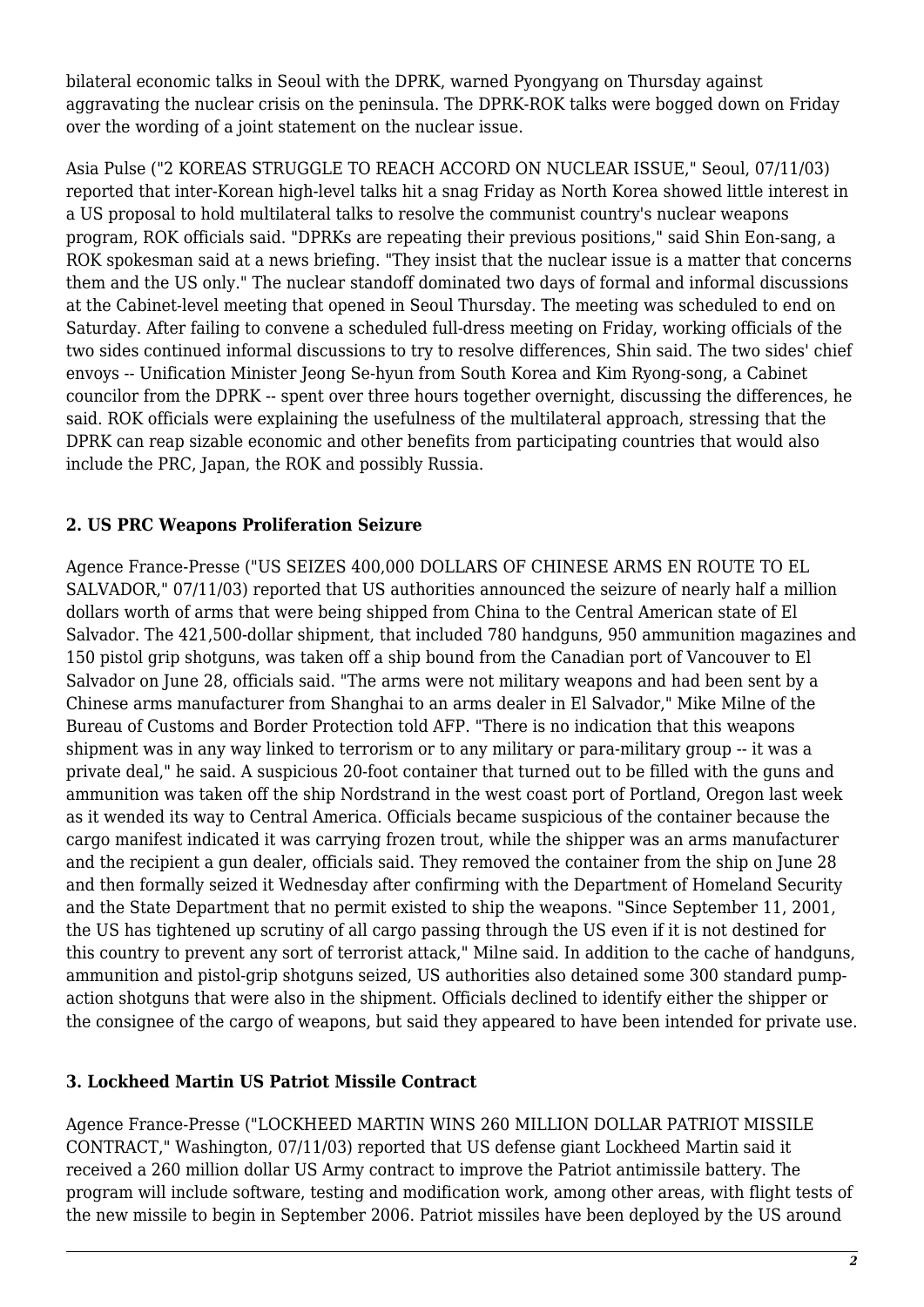bilateral economic talks in Seoul with the DPRK, warned Pyongyang on Thursday against aggravating the nuclear crisis on the peninsula. The DPRK-ROK talks were bogged down on Friday over the wording of a joint statement on the nuclear issue.

Asia Pulse ("2 KOREAS STRUGGLE TO REACH ACCORD ON NUCLEAR ISSUE," Seoul, 07/11/03) reported that inter-Korean high-level talks hit a snag Friday as North Korea showed little interest in a US proposal to hold multilateral talks to resolve the communist country's nuclear weapons program, ROK officials said. "DPRKs are repeating their previous positions," said Shin Eon-sang, a ROK spokesman said at a news briefing. "They insist that the nuclear issue is a matter that concerns them and the US only." The nuclear standoff dominated two days of formal and informal discussions at the Cabinet-level meeting that opened in Seoul Thursday. The meeting was scheduled to end on Saturday. After failing to convene a scheduled full-dress meeting on Friday, working officials of the two sides continued informal discussions to try to resolve differences, Shin said. The two sides' chief envoys -- Unification Minister Jeong Se-hyun from South Korea and Kim Ryong-song, a Cabinet councilor from the DPRK -- spent over three hours together overnight, discussing the differences, he said. ROK officials were explaining the usefulness of the multilateral approach, stressing that the DPRK can reap sizable economic and other benefits from participating countries that would also include the PRC, Japan, the ROK and possibly Russia.

### 2. US PRC Weapons Proliferation Seizure

Agence France-Presse ("US SEIZES 400,000 DOLLARS OF CHINESE ARMS EN ROUTE TO EL SALVADOR," 07/11/03) reported that US authorities announced the seizure of nearly half a million dollars worth of arms that were being shipped from China to the Central American state of El Salvador. The 421,500-dollar shipment, that included 780 handguns, 950 ammunition magazines and 150 pistol grip shotguns, was taken off a ship bound from the Canadian port of Vancouver to El Salvador on June 28, officials said. "The arms were not military weapons and had been sent by a Chinese arms manufacturer from Shanghai to an arms dealer in El Salvador," Mike Milne of the Bureau of Customs and Border Protection told AFP. "There is no indication that this weapons shipment was in any way linked to terrorism or to any military or para-military group -- it was a private deal," he said. A suspicious 20-foot container that turned out to be filled with the guns and ammunition was taken off the ship Nordstrand in the west coast port of Portland, Oregon last week as it wended its way to Central America. Officials became suspicious of the container because the cargo manifest indicated it was carrying frozen trout, while the shipper was an arms manufacturer and the recipient a gun dealer, officials said. They removed the container from the ship on June 28 and then formally seized it Wednesday after confirming with the Department of Homeland Security and the State Department that no permit existed to ship the weapons. "Since September 11, 2001, the US has tightened up scrutiny of all cargo passing through the US even if it is not destined for this country to prevent any sort of terrorist attack," Milne said. In addition to the cache of handguns, ammunition and pistol-grip shotguns seized, US authorities also detained some 300 standard pump-action shotguns that were also in the shipment. Officials declined to identify either the shipper or the consignee of the cargo of weapons, but said they appeared to have been intended for private use.

### 3. Lockheed Martin US Patriot Missile Contract

Agence France-Presse ("LOCKHEED MARTIN WINS 260 MILLION DOLLAR PATRIOT MISSILE CONTRACT," Washington, 07/11/03) reported that US defense giant Lockheed Martin said it received a 260 million dollar US Army contract to improve the Patriot antimissile battery. The program will include software, testing and modification work, among other areas, with flight tests of the new missile to begin in September 2006. Patriot missiles have been deployed by the US around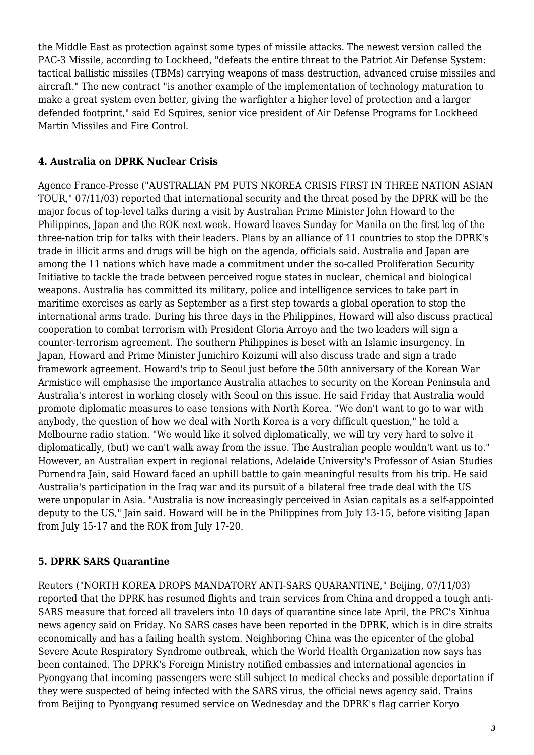the Middle East as protection against some types of missile attacks. The newest version called the PAC-3 Missile, according to Lockheed, "defeats the entire threat to the Patriot Air Defense System: tactical ballistic missiles (TBMs) carrying weapons of mass destruction, advanced cruise missiles and aircraft." The new contract "is another example of the implementation of technology maturation to make a great system even better, giving the warfighter a higher level of protection and a larger defended footprint," said Ed Squires, senior vice president of Air Defense Programs for Lockheed Martin Missiles and Fire Control.

### 4. Australia on DPRK Nuclear Crisis

Agence France-Presse ("AUSTRALIAN PM PUTS NKOREA CRISIS FIRST IN THREE NATION ASIAN TOUR," 07/11/03) reported that international security and the threat posed by the DPRK will be the major focus of top-level talks during a visit by Australian Prime Minister John Howard to the Philippines, Japan and the ROK next week. Howard leaves Sunday for Manila on the first leg of the three-nation trip for talks with their leaders. Plans by an alliance of 11 countries to stop the DPRK's trade in illicit arms and drugs will be high on the agenda, officials said. Australia and Japan are among the 11 nations which have made a commitment under the so-called Proliferation Security Initiative to tackle the trade between perceived rogue states in nuclear, chemical and biological weapons. Australia has committed its military, police and intelligence services to take part in maritime exercises as early as September as a first step towards a global operation to stop the international arms trade. During his three days in the Philippines, Howard will also discuss practical cooperation to combat terrorism with President Gloria Arroyo and the two leaders will sign a counter-terrorism agreement. The southern Philippines is beset with an Islamic insurgency. In Japan, Howard and Prime Minister Junichiro Koizumi will also discuss trade and sign a trade framework agreement. Howard's trip to Seoul just before the 50th anniversary of the Korean War Armistice will emphasise the importance Australia attaches to security on the Korean Peninsula and Australia's interest in working closely with Seoul on this issue. He said Friday that Australia would promote diplomatic measures to ease tensions with North Korea. "We don't want to go to war with anybody, the question of how we deal with North Korea is a very difficult question," he told a Melbourne radio station. "We would like it solved diplomatically, we will try very hard to solve it diplomatically, (but) we can't walk away from the issue. The Australian people wouldn't want us to." However, an Australian expert in regional relations, Adelaide University's Professor of Asian Studies Purnendra Jain, said Howard faced an uphill battle to gain meaningful results from his trip. He said Australia's participation in the Iraq war and its pursuit of a bilateral free trade deal with the US were unpopular in Asia. "Australia is now increasingly perceived in Asian capitals as a self-appointed deputy to the US," Jain said. Howard will be in the Philippines from July 13-15, before visiting Japan from July 15-17 and the ROK from July 17-20.

### 5. DPRK SARS Quarantine

Reuters ("NORTH KOREA DROPS MANDATORY ANTI-SARS QUARANTINE," Beijing, 07/11/03) reported that the DPRK has resumed flights and train services from China and dropped a tough anti-SARS measure that forced all travelers into 10 days of quarantine since late April, the PRC's Xinhua news agency said on Friday. No SARS cases have been reported in the DPRK, which is in dire straits economically and has a failing health system. Neighboring China was the epicenter of the global Severe Acute Respiratory Syndrome outbreak, which the World Health Organization now says has been contained. The DPRK's Foreign Ministry notified embassies and international agencies in Pyongyang that incoming passengers were still subject to medical checks and possible deportation if they were suspected of being infected with the SARS virus, the official news agency said. Trains from Beijing to Pyongyang resumed service on Wednesday and the DPRK's flag carrier Koryo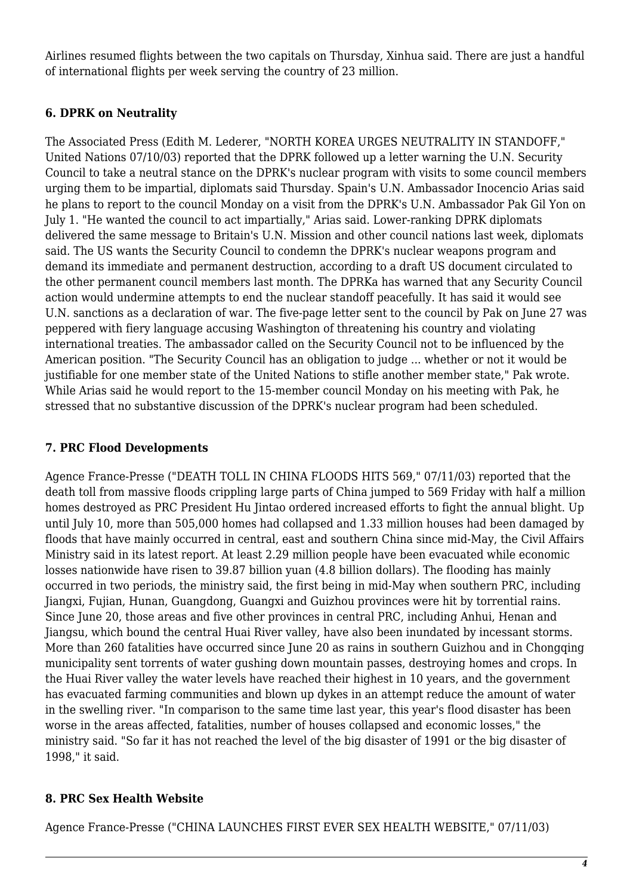Airlines resumed flights between the two capitals on Thursday, Xinhua said. There are just a handful of international flights per week serving the country of 23 million.

### 6. DPRK on Neutrality

The Associated Press (Edith M. Lederer, "NORTH KOREA URGES NEUTRALITY IN STANDOFF," United Nations 07/10/03) reported that the DPRK followed up a letter warning the U.N. Security Council to take a neutral stance on the DPRK's nuclear program with visits to some council members urging them to be impartial, diplomats said Thursday. Spain's U.N. Ambassador Inocencio Arias said he plans to report to the council Monday on a visit from the DPRK's U.N. Ambassador Pak Gil Yon on July 1. "He wanted the council to act impartially," Arias said. Lower-ranking DPRK diplomats delivered the same message to Britain's U.N. Mission and other council nations last week, diplomats said. The US wants the Security Council to condemn the DPRK's nuclear weapons program and demand its immediate and permanent destruction, according to a draft US document circulated to the other permanent council members last month. The DPRKa has warned that any Security Council action would undermine attempts to end the nuclear standoff peacefully. It has said it would see U.N. sanctions as a declaration of war. The five-page letter sent to the council by Pak on June 27 was peppered with fiery language accusing Washington of threatening his country and violating international treaties. The ambassador called on the Security Council not to be influenced by the American position. "The Security Council has an obligation to judge ... whether or not it would be justifiable for one member state of the United Nations to stifle another member state," Pak wrote. While Arias said he would report to the 15-member council Monday on his meeting with Pak, he stressed that no substantive discussion of the DPRK's nuclear program had been scheduled.

### 7. PRC Flood Developments

Agence France-Presse ("DEATH TOLL IN CHINA FLOODS HITS 569," 07/11/03) reported that the death toll from massive floods crippling large parts of China jumped to 569 Friday with half a million homes destroyed as PRC President Hu Jintao ordered increased efforts to fight the annual blight. Up until July 10, more than 505,000 homes had collapsed and 1.33 million houses had been damaged by floods that have mainly occurred in central, east and southern China since mid-May, the Civil Affairs Ministry said in its latest report. At least 2.29 million people have been evacuated while economic losses nationwide have risen to 39.87 billion yuan (4.8 billion dollars). The flooding has mainly occurred in two periods, the ministry said, the first being in mid-May when southern PRC, including Jiangxi, Fujian, Hunan, Guangdong, Guangxi and Guizhou provinces were hit by torrential rains. Since June 20, those areas and five other provinces in central PRC, including Anhui, Henan and Jiangsu, which bound the central Huai River valley, have also been inundated by incessant storms. More than 260 fatalities have occurred since June 20 as rains in southern Guizhou and in Chongqing municipality sent torrents of water gushing down mountain passes, destroying homes and crops. In the Huai River valley the water levels have reached their highest in 10 years, and the government has evacuated farming communities and blown up dykes in an attempt reduce the amount of water in the swelling river. "In comparison to the same time last year, this year's flood disaster has been worse in the areas affected, fatalities, number of houses collapsed and economic losses," the ministry said. "So far it has not reached the level of the big disaster of 1991 or the big disaster of 1998," it said.

### 8. PRC Sex Health Website

Agence France-Presse ("CHINA LAUNCHES FIRST EVER SEX HEALTH WEBSITE," 07/11/03)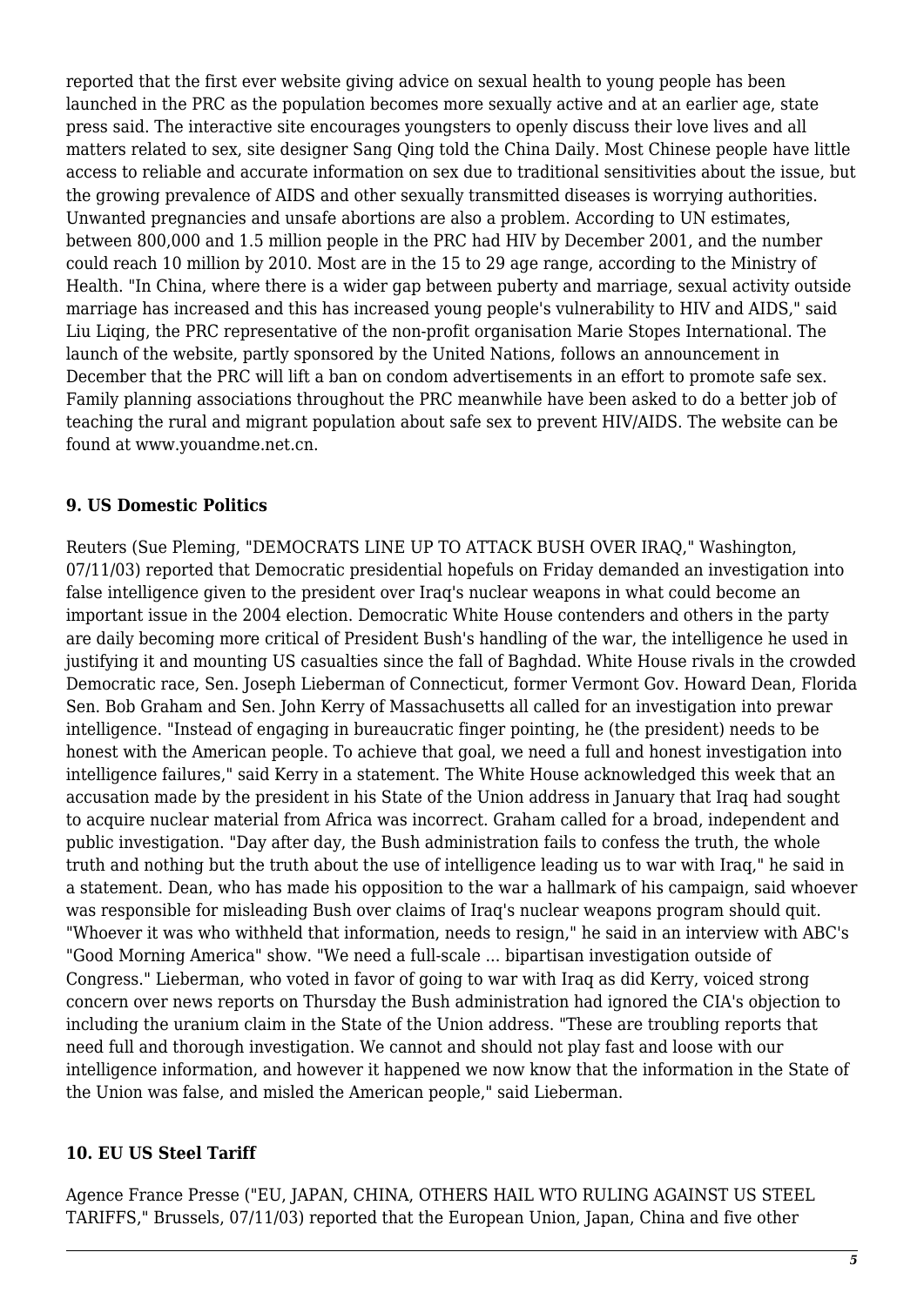reported that the first ever website giving advice on sexual health to young people has been launched in the PRC as the population becomes more sexually active and at an earlier age, state press said. The interactive site encourages youngsters to openly discuss their love lives and all matters related to sex, site designer Sang Qing told the China Daily. Most Chinese people have little access to reliable and accurate information on sex due to traditional sensitivities about the issue, but the growing prevalence of AIDS and other sexually transmitted diseases is worrying authorities. Unwanted pregnancies and unsafe abortions are also a problem. According to UN estimates, between 800,000 and 1.5 million people in the PRC had HIV by December 2001, and the number could reach 10 million by 2010. Most are in the 15 to 29 age range, according to the Ministry of Health. "In China, where there is a wider gap between puberty and marriage, sexual activity outside marriage has increased and this has increased young people's vulnerability to HIV and AIDS," said Liu Liqing, the PRC representative of the non-profit organisation Marie Stopes International. The launch of the website, partly sponsored by the United Nations, follows an announcement in December that the PRC will lift a ban on condom advertisements in an effort to promote safe sex. Family planning associations throughout the PRC meanwhile have been asked to do a better job of teaching the rural and migrant population about safe sex to prevent HIV/AIDS. The website can be found at www.youandme.net.cn.

### 9. US Domestic Politics

Reuters (Sue Pleming, "DEMOCRATS LINE UP TO ATTACK BUSH OVER IRAQ," Washington, 07/11/03) reported that Democratic presidential hopefuls on Friday demanded an investigation into false intelligence given to the president over Iraq's nuclear weapons in what could become an important issue in the 2004 election. Democratic White House contenders and others in the party are daily becoming more critical of President Bush's handling of the war, the intelligence he used in justifying it and mounting US casualties since the fall of Baghdad. White House rivals in the crowded Democratic race, Sen. Joseph Lieberman of Connecticut, former Vermont Gov. Howard Dean, Florida Sen. Bob Graham and Sen. John Kerry of Massachusetts all called for an investigation into prewar intelligence. "Instead of engaging in bureaucratic finger pointing, he (the president) needs to be honest with the American people. To achieve that goal, we need a full and honest investigation into intelligence failures," said Kerry in a statement. The White House acknowledged this week that an accusation made by the president in his State of the Union address in January that Iraq had sought to acquire nuclear material from Africa was incorrect. Graham called for a broad, independent and public investigation. "Day after day, the Bush administration fails to confess the truth, the whole truth and nothing but the truth about the use of intelligence leading us to war with Iraq," he said in a statement. Dean, who has made his opposition to the war a hallmark of his campaign, said whoever was responsible for misleading Bush over claims of Iraq's nuclear weapons program should quit. "Whoever it was who withheld that information, needs to resign," he said in an interview with ABC's "Good Morning America" show. "We need a full-scale ... bipartisan investigation outside of Congress." Lieberman, who voted in favor of going to war with Iraq as did Kerry, voiced strong concern over news reports on Thursday the Bush administration had ignored the CIA's objection to including the uranium claim in the State of the Union address. "These are troubling reports that need full and thorough investigation. We cannot and should not play fast and loose with our intelligence information, and however it happened we now know that the information in the State of the Union was false, and misled the American people," said Lieberman.

### 10. EU US Steel Tariff

Agence France Presse ("EU, JAPAN, CHINA, OTHERS HAIL WTO RULING AGAINST US STEEL TARIFFS," Brussels, 07/11/03) reported that the European Union, Japan, China and five other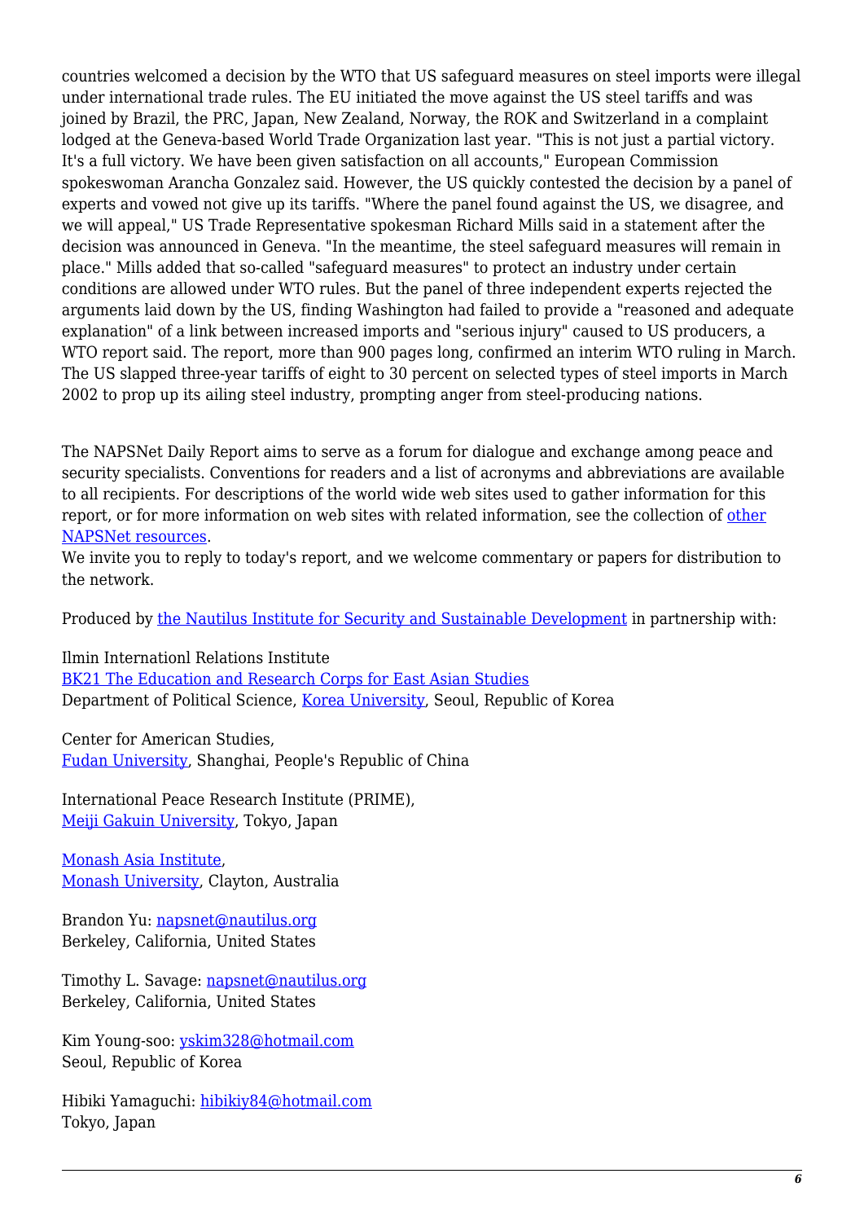countries welcomed a decision by the WTO that US safeguard measures on steel imports were illegal under international trade rules. The EU initiated the move against the US steel tariffs and was joined by Brazil, the PRC, Japan, New Zealand, Norway, the ROK and Switzerland in a complaint lodged at the Geneva-based World Trade Organization last year. "This is not just a partial victory. It's a full victory. We have been given satisfaction on all accounts," European Commission spokeswoman Arancha Gonzalez said. However, the US quickly contested the decision by a panel of experts and vowed not give up its tariffs. "Where the panel found against the US, we disagree, and we will appeal," US Trade Representative spokesman Richard Mills said in a statement after the decision was announced in Geneva. "In the meantime, the steel safeguard measures will remain in place." Mills added that so-called "safeguard measures" to protect an industry under certain conditions are allowed under WTO rules. But the panel of three independent experts rejected the arguments laid down by the US, finding Washington had failed to provide a "reasoned and adequate explanation" of a link between increased imports and "serious injury" caused to US producers, a WTO report said. The report, more than 900 pages long, confirmed an interim WTO ruling in March. The US slapped three-year tariffs of eight to 30 percent on selected types of steel imports in March 2002 to prop up its ailing steel industry, prompting anger from steel-producing nations.

The NAPSNet Daily Report aims to serve as a forum for dialogue and exchange among peace and security specialists. Conventions for readers and a list of acronyms and abbreviations are available to all recipients. For descriptions of the world wide web sites used to gather information for this report, or for more information on web sites with related information, see the collection of [other NAPSNet resources](#).
We invite you to reply to today's report, and we welcome commentary or papers for distribution to the network.

Produced by [the Nautilus Institute for Security and Sustainable Development](#) in partnership with:

Ilmin Internationl Relations Institute
[BK21 The Education and Research Corps for East Asian Studies](#)
Department of Political Science, [Korea University](#), Seoul, Republic of Korea

Center for American Studies,
[Fudan University](#), Shanghai, People's Republic of China

International Peace Research Institute (PRIME),
[Meiji Gakuin University](#), Tokyo, Japan

[Monash Asia Institute](#),
[Monash University](#), Clayton, Australia

Brandon Yu: [napsnet@nautilus.org](mailto:napsnet@nautilus.org)
Berkeley, California, United States

Timothy L. Savage: [napsnet@nautilus.org](mailto:napsnet@nautilus.org)
Berkeley, California, United States

Kim Young-soo: [yskim328@hotmail.com](mailto:yskim328@hotmail.com)
Seoul, Republic of Korea

Hibiki Yamaguchi: [hibikiy84@hotmail.com](mailto:hibikiy84@hotmail.com)
Tokyo, Japan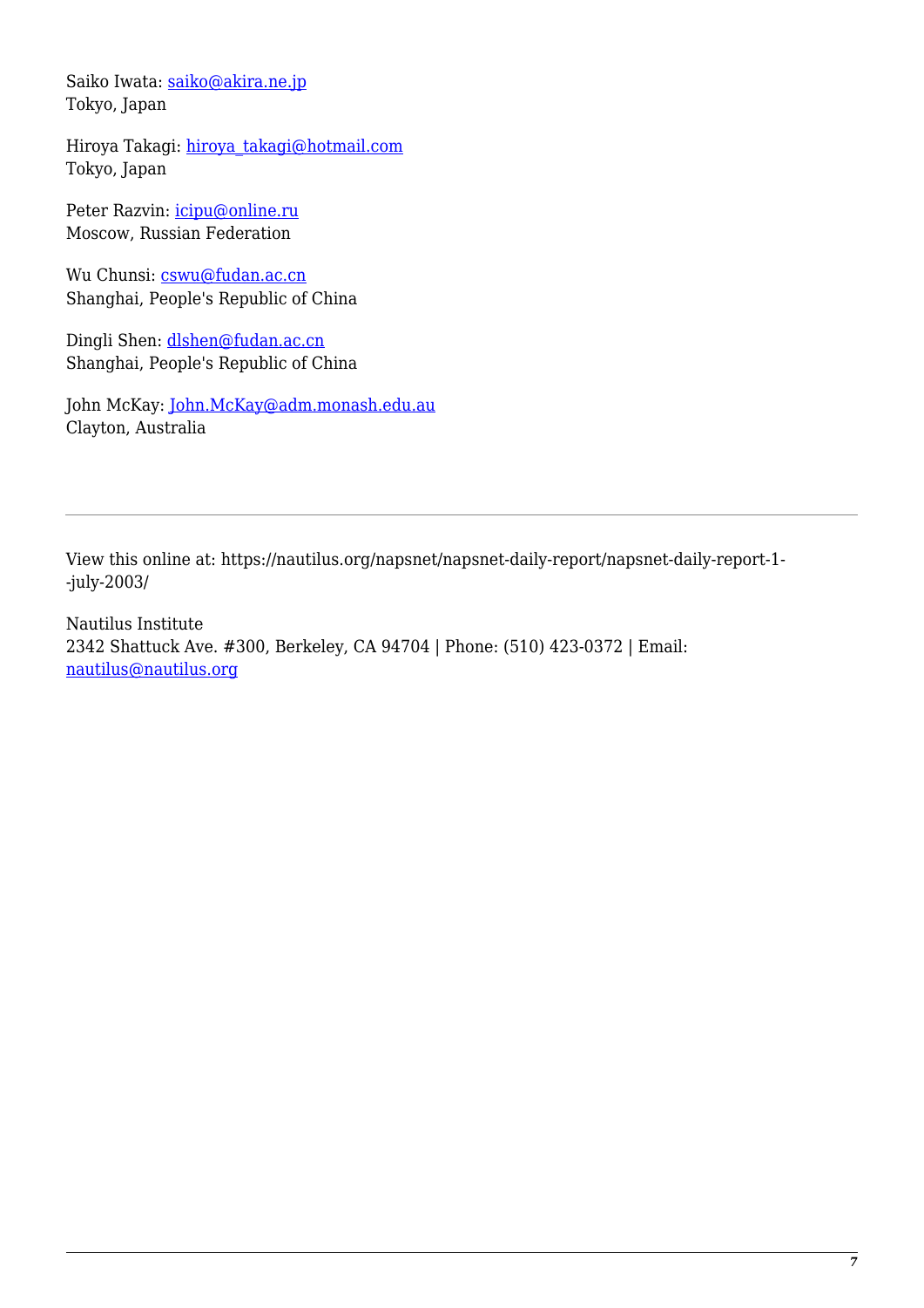Saiko Iwata: saiko@akira.ne.jp
Tokyo, Japan

Hiroya Takagi: hiroya_takagi@hotmail.com
Tokyo, Japan

Peter Razvin: icipu@online.ru
Moscow, Russian Federation

Wu Chunsi: cswu@fudan.ac.cn
Shanghai, People's Republic of China

Dingli Shen: dlshen@fudan.ac.cn
Shanghai, People's Republic of China

John McKay: John.McKay@adm.monash.edu.au
Clayton, Australia

---

View this online at: https://nautilus.org/napsnet/napsnet-daily-report/napsnet-daily-report-1--july-2003/

Nautilus Institute
2342 Shattuck Ave. #300, Berkeley, CA 94704 | Phone: (510) 423-0372 | Email: nautilus@nautilus.org